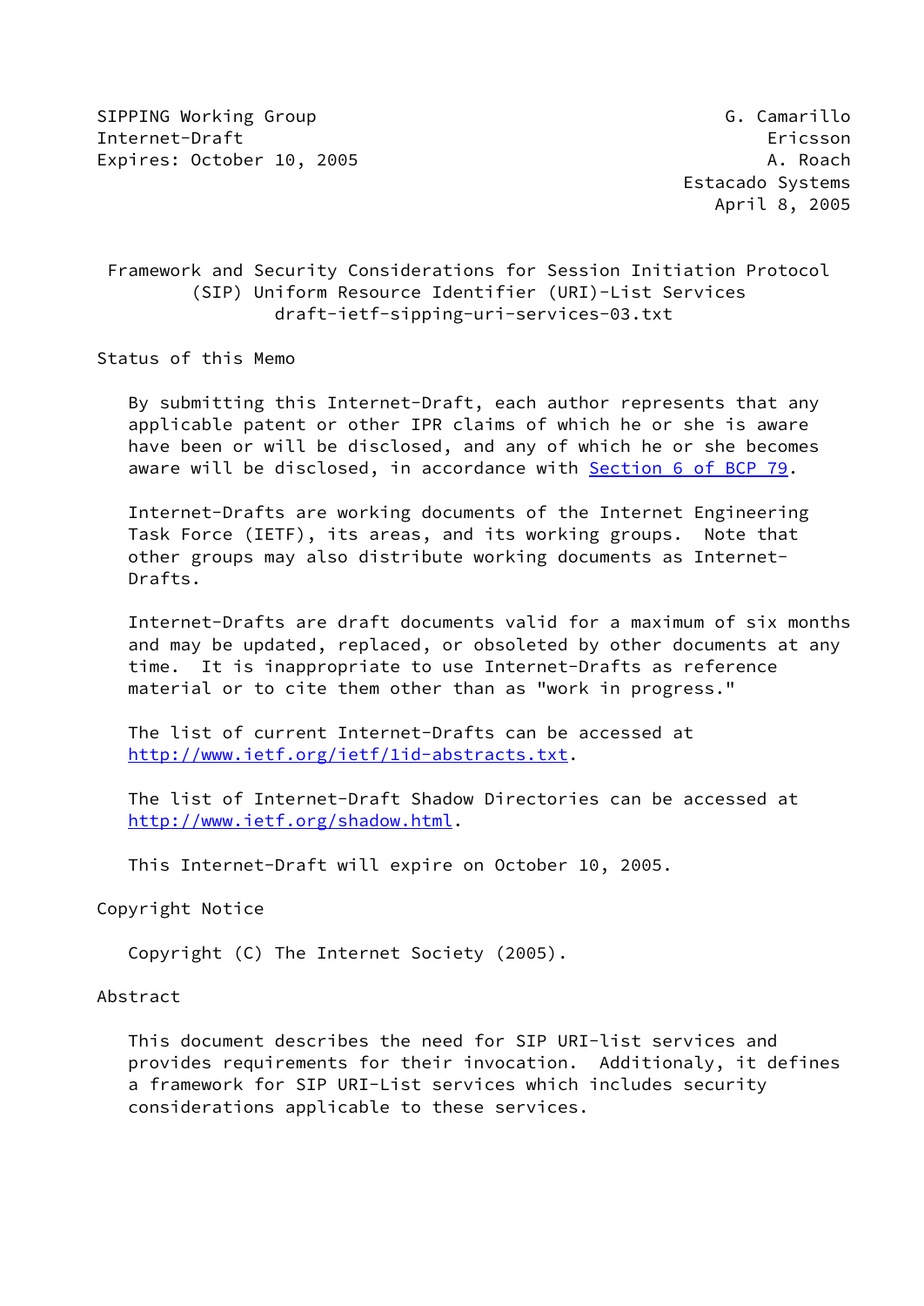SIPPING Working Group — G. Camarillo
Internet-Draft — Ericsson
Expires: October 10, 2005 — A. Roach
Estacado Systems
April 8, 2005

# Framework and Security Considerations for Session Initiation Protocol (SIP) Uniform Resource Identifier (URI)-List Services
draft-ietf-sipping-uri-services-03.txt

## Status of this Memo

By submitting this Internet-Draft, each author represents that any applicable patent or other IPR claims of which he or she is aware have been or will be disclosed, and any of which he or she becomes aware will be disclosed, in accordance with Section 6 of BCP 79.

Internet-Drafts are working documents of the Internet Engineering Task Force (IETF), its areas, and its working groups. Note that other groups may also distribute working documents as Internet-Drafts.

Internet-Drafts are draft documents valid for a maximum of six months and may be updated, replaced, or obsoleted by other documents at any time. It is inappropriate to use Internet-Drafts as reference material or to cite them other than as "work in progress."

The list of current Internet-Drafts can be accessed at http://www.ietf.org/ietf/1id-abstracts.txt.

The list of Internet-Draft Shadow Directories can be accessed at http://www.ietf.org/shadow.html.

This Internet-Draft will expire on October 10, 2005.

## Copyright Notice

Copyright (C) The Internet Society (2005).

## Abstract

This document describes the need for SIP URI-list services and provides requirements for their invocation. Additionaly, it defines a framework for SIP URI-List services which includes security considerations applicable to these services.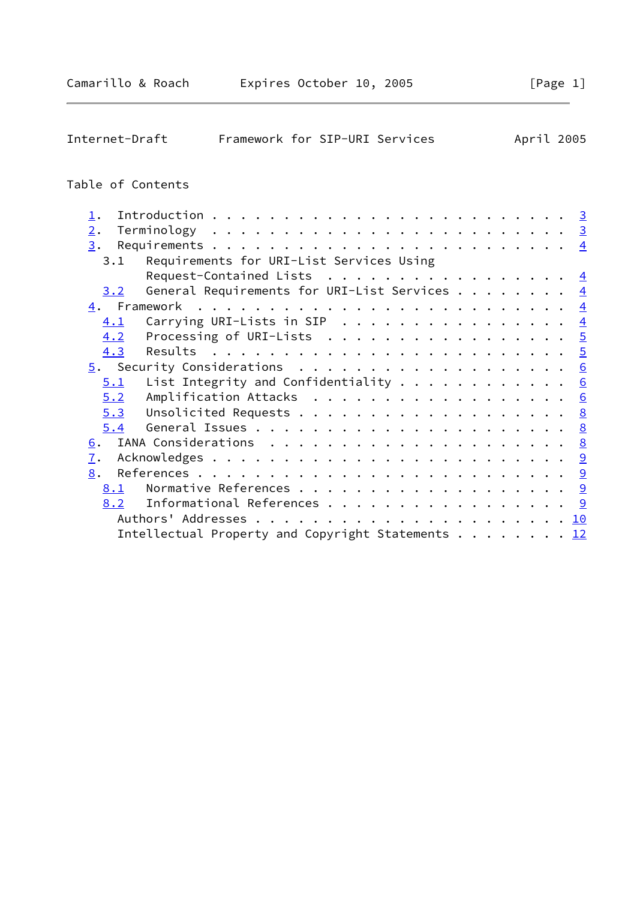# Table of Contents

1. Introduction . . . . . . . . . . . . . . . . . . . . . . . . 3
2. Terminology . . . . . . . . . . . . . . . . . . . . . . . . 3
3. Requirements . . . . . . . . . . . . . . . . . . . . . . . . 4
   - 3.1 Requirements for URI-List Services Using Request-Contained Lists . . . . . . . . . . . . . . . . . 4
   - 3.2 General Requirements for URI-List Services . . . . . . . . 4
4. Framework . . . . . . . . . . . . . . . . . . . . . . . . . 4
   - 4.1 Carrying URI-Lists in SIP . . . . . . . . . . . . . . . . 4
   - 4.2 Processing of URI-Lists . . . . . . . . . . . . . . . . . 5
   - 4.3 Results . . . . . . . . . . . . . . . . . . . . . . . . . 5
5. Security Considerations . . . . . . . . . . . . . . . . . . . 6
   - 5.1 List Integrity and Confidentiality . . . . . . . . . . . . 6
   - 5.2 Amplification Attacks . . . . . . . . . . . . . . . . . . 6
   - 5.3 Unsolicited Requests . . . . . . . . . . . . . . . . . . . 8
   - 5.4 General Issues . . . . . . . . . . . . . . . . . . . . . . 8
6. IANA Considerations . . . . . . . . . . . . . . . . . . . . . 8
7. Acknowledges . . . . . . . . . . . . . . . . . . . . . . . . 9
8. References . . . . . . . . . . . . . . . . . . . . . . . . . 9
   - 8.1 Normative References . . . . . . . . . . . . . . . . . . . 9
   - 8.2 Informational References . . . . . . . . . . . . . . . . . 9

Authors' Addresses . . . . . . . . . . . . . . . . . . . . . . 10

Intellectual Property and Copyright Statements . . . . . . . . 12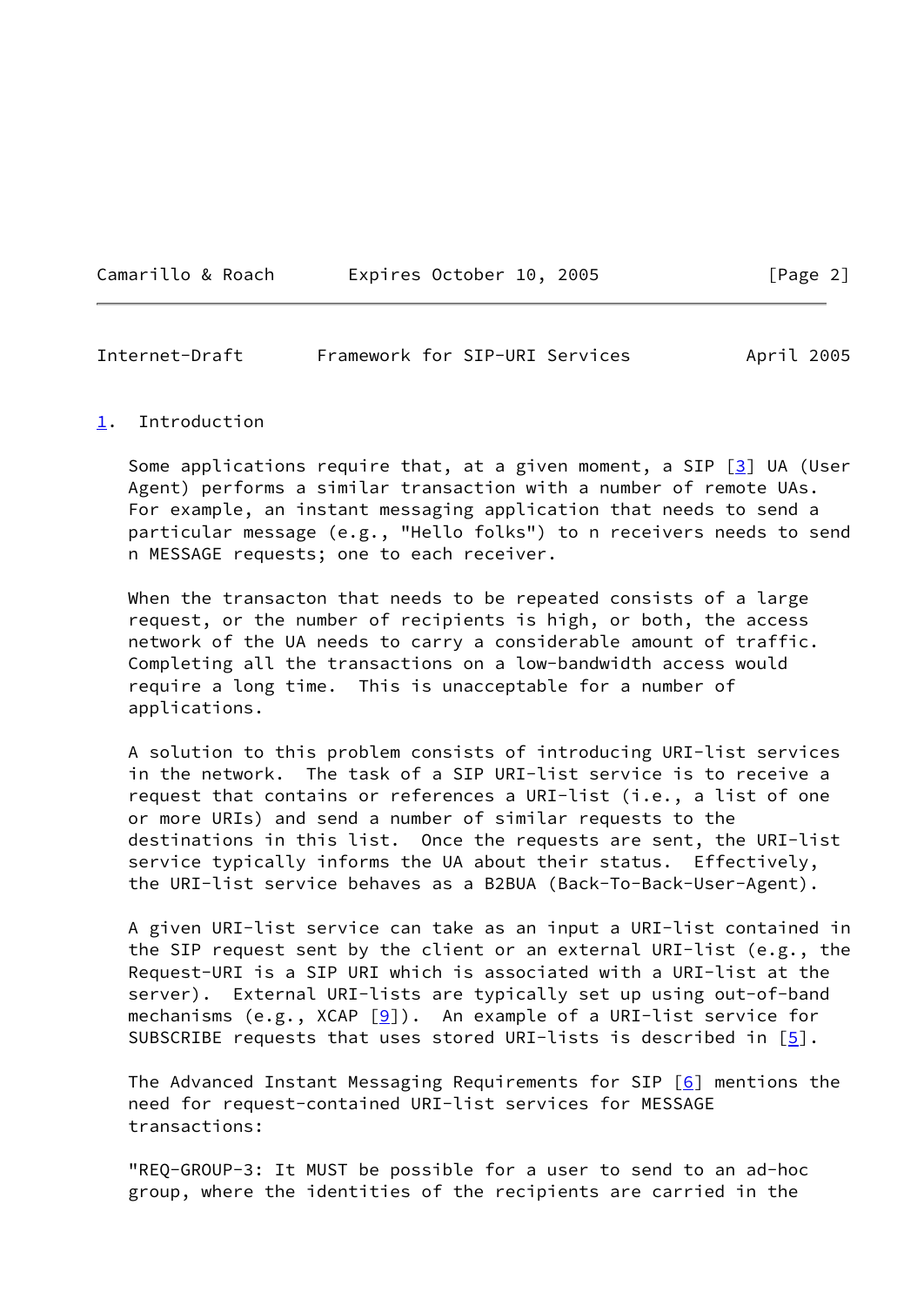## 1. Introduction

Some applications require that, at a given moment, a SIP [3] UA (User Agent) performs a similar transaction with a number of remote UAs. For example, an instant messaging application that needs to send a particular message (e.g., "Hello folks") to n receivers needs to send n MESSAGE requests; one to each receiver.

When the transacton that needs to be repeated consists of a large request, or the number of recipients is high, or both, the access network of the UA needs to carry a considerable amount of traffic. Completing all the transactions on a low-bandwidth access would require a long time. This is unacceptable for a number of applications.

A solution to this problem consists of introducing URI-list services in the network. The task of a SIP URI-list service is to receive a request that contains or references a URI-list (i.e., a list of one or more URIs) and send a number of similar requests to the destinations in this list. Once the requests are sent, the URI-list service typically informs the UA about their status. Effectively, the URI-list service behaves as a B2BUA (Back-To-Back-User-Agent).

A given URI-list service can take as an input a URI-list contained in the SIP request sent by the client or an external URI-list (e.g., the Request-URI is a SIP URI which is associated with a URI-list at the server). External URI-lists are typically set up using out-of-band mechanisms (e.g., XCAP [9]). An example of a URI-list service for SUBSCRIBE requests that uses stored URI-lists is described in [5].

The Advanced Instant Messaging Requirements for SIP [6] mentions the need for request-contained URI-list services for MESSAGE transactions:

"REQ-GROUP-3: It MUST be possible for a user to send to an ad-hoc group, where the identities of the recipients are carried in the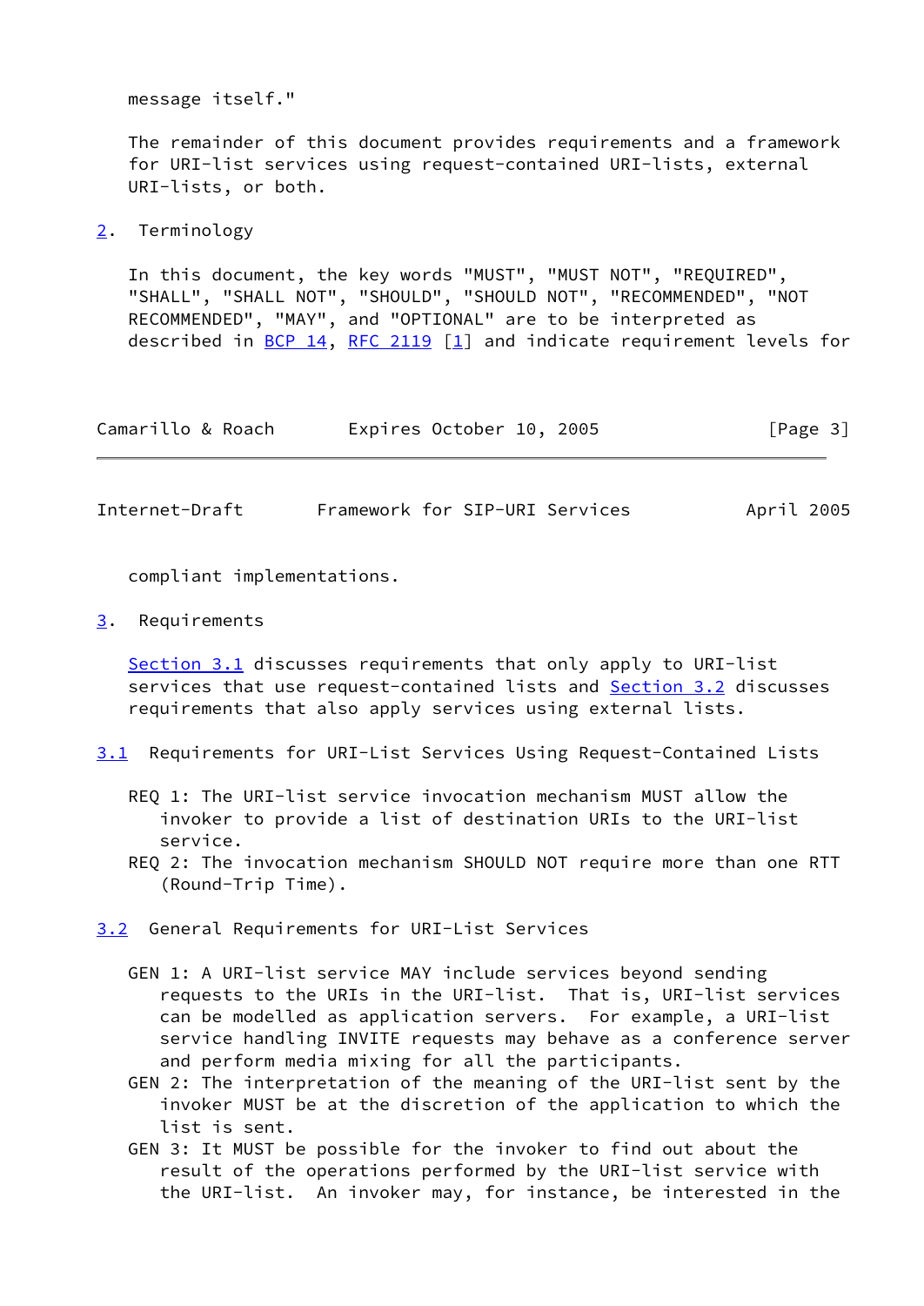message itself."

The remainder of this document provides requirements and a framework for URI-list services using request-contained URI-lists, external URI-lists, or both.

## 2. Terminology

In this document, the key words "MUST", "MUST NOT", "REQUIRED", "SHALL", "SHALL NOT", "SHOULD", "SHOULD NOT", "RECOMMENDED", "NOT RECOMMENDED", "MAY", and "OPTIONAL" are to be interpreted as described in BCP 14, RFC 2119 [1] and indicate requirement levels for compliant implementations.

## 3. Requirements

Section 3.1 discusses requirements that only apply to URI-list services that use request-contained lists and Section 3.2 discusses requirements that also apply services using external lists.

### 3.1 Requirements for URI-List Services Using Request-Contained Lists

REQ 1: The URI-list service invocation mechanism MUST allow the invoker to provide a list of destination URIs to the URI-list service.

REQ 2: The invocation mechanism SHOULD NOT require more than one RTT (Round-Trip Time).

### 3.2 General Requirements for URI-List Services

GEN 1: A URI-list service MAY include services beyond sending requests to the URIs in the URI-list. That is, URI-list services can be modelled as application servers. For example, a URI-list service handling INVITE requests may behave as a conference server and perform media mixing for all the participants.

GEN 2: The interpretation of the meaning of the URI-list sent by the invoker MUST be at the discretion of the application to which the list is sent.

GEN 3: It MUST be possible for the invoker to find out about the result of the operations performed by the URI-list service with the URI-list. An invoker may, for instance, be interested in the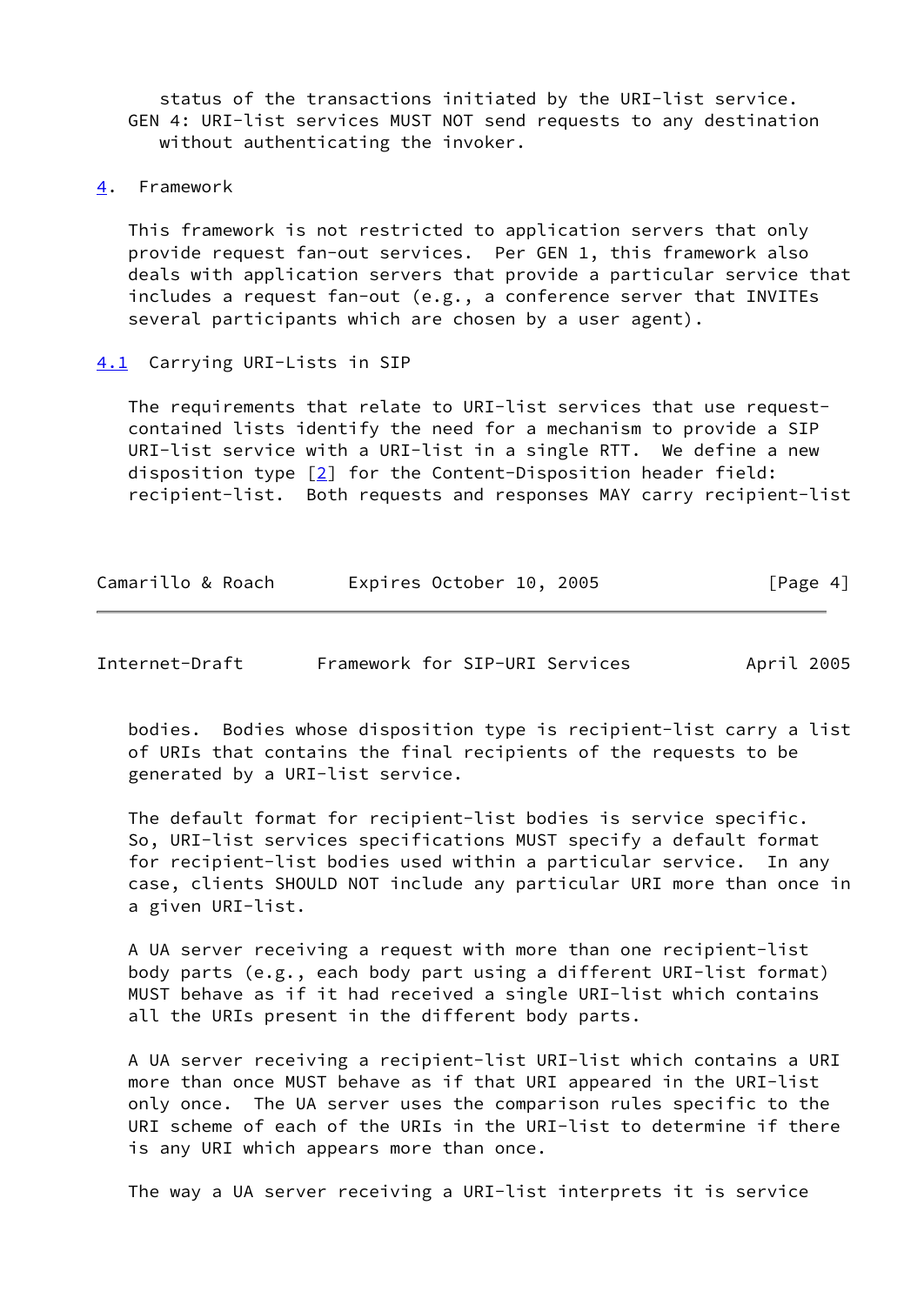status of the transactions initiated by the URI-list service.

GEN 4: URI-list services MUST NOT send requests to any destination without authenticating the invoker.

## 4. Framework

This framework is not restricted to application servers that only provide request fan-out services. Per GEN 1, this framework also deals with application servers that provide a particular service that includes a request fan-out (e.g., a conference server that INVITEs several participants which are chosen by a user agent).

### 4.1 Carrying URI-Lists in SIP

The requirements that relate to URI-list services that use request-contained lists identify the need for a mechanism to provide a SIP URI-list service with a URI-list in a single RTT. We define a new disposition type [2] for the Content-Disposition header field: recipient-list. Both requests and responses MAY carry recipient-list bodies. Bodies whose disposition type is recipient-list carry a list of URIs that contains the final recipients of the requests to be generated by a URI-list service.

The default format for recipient-list bodies is service specific. So, URI-list services specifications MUST specify a default format for recipient-list bodies used within a particular service. In any case, clients SHOULD NOT include any particular URI more than once in a given URI-list.

A UA server receiving a request with more than one recipient-list body parts (e.g., each body part using a different URI-list format) MUST behave as if it had received a single URI-list which contains all the URIs present in the different body parts.

A UA server receiving a recipient-list URI-list which contains a URI more than once MUST behave as if that URI appeared in the URI-list only once. The UA server uses the comparison rules specific to the URI scheme of each of the URIs in the URI-list to determine if there is any URI which appears more than once.

The way a UA server receiving a URI-list interprets it is service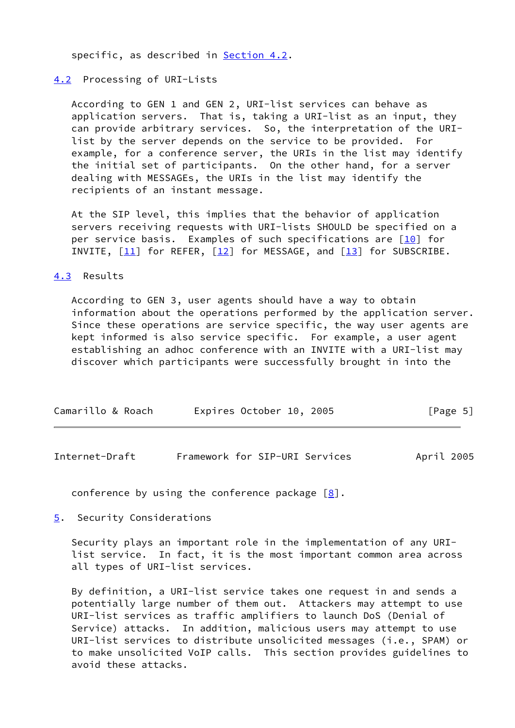specific, as described in Section 4.2.

### 4.2 Processing of URI-Lists

According to GEN 1 and GEN 2, URI-list services can behave as application servers. That is, taking a URI-list as an input, they can provide arbitrary services. So, the interpretation of the URI-list by the server depends on the service to be provided. For example, for a conference server, the URIs in the list may identify the initial set of participants. On the other hand, for a server dealing with MESSAGEs, the URIs in the list may identify the recipients of an instant message.

At the SIP level, this implies that the behavior of application servers receiving requests with URI-lists SHOULD be specified on a per service basis. Examples of such specifications are [10] for INVITE, [11] for REFER, [12] for MESSAGE, and [13] for SUBSCRIBE.

### 4.3 Results

According to GEN 3, user agents should have a way to obtain information about the operations performed by the application server. Since these operations are service specific, the way user agents are kept informed is also service specific. For example, a user agent establishing an adhoc conference with an INVITE with a URI-list may discover which participants were successfully brought in into the conference by using the conference package [8].

## 5. Security Considerations

Security plays an important role in the implementation of any URI-list service. In fact, it is the most important common area across all types of URI-list services.

By definition, a URI-list service takes one request in and sends a potentially large number of them out. Attackers may attempt to use URI-list services as traffic amplifiers to launch DoS (Denial of Service) attacks. In addition, malicious users may attempt to use URI-list services to distribute unsolicited messages (i.e., SPAM) or to make unsolicited VoIP calls. This section provides guidelines to avoid these attacks.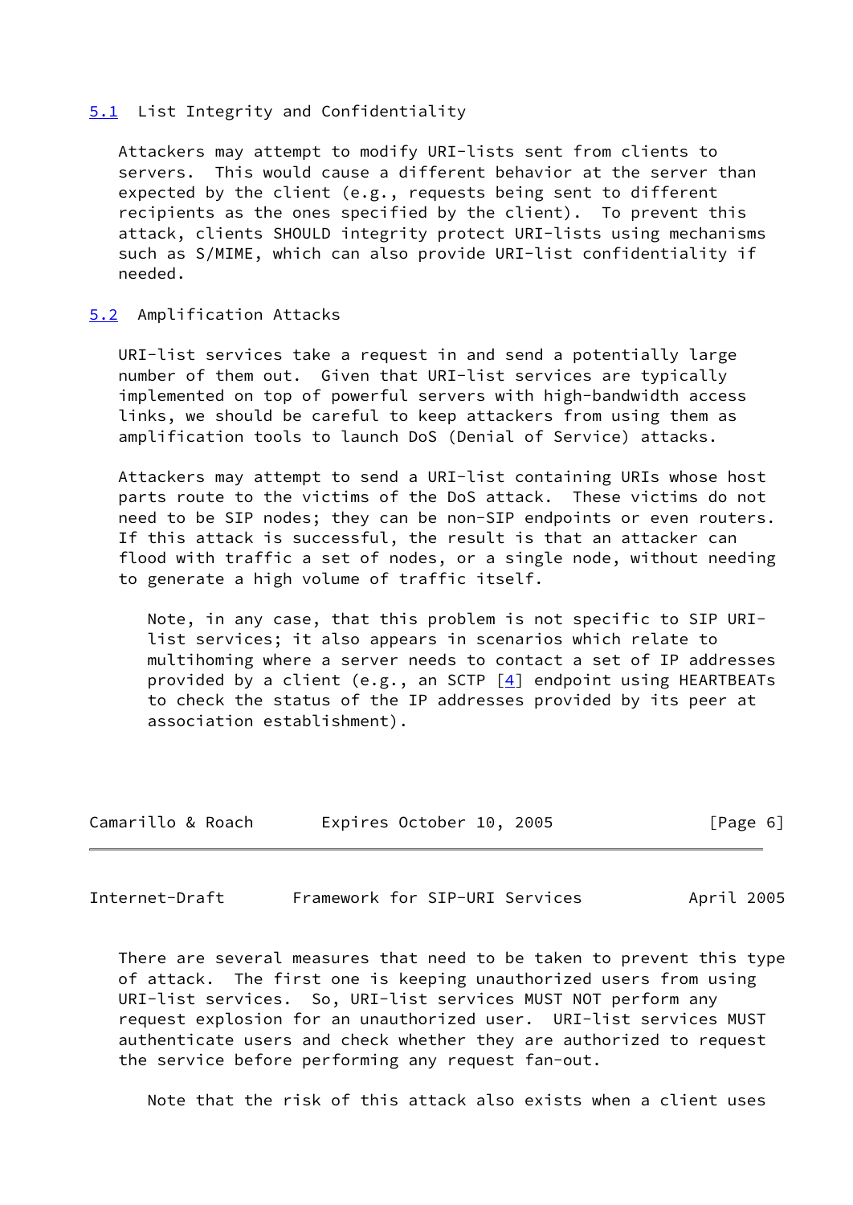### 5.1 List Integrity and Confidentiality

Attackers may attempt to modify URI-lists sent from clients to servers. This would cause a different behavior at the server than expected by the client (e.g., requests being sent to different recipients as the ones specified by the client). To prevent this attack, clients SHOULD integrity protect URI-lists using mechanisms such as S/MIME, which can also provide URI-list confidentiality if needed.

### 5.2 Amplification Attacks

URI-list services take a request in and send a potentially large number of them out. Given that URI-list services are typically implemented on top of powerful servers with high-bandwidth access links, we should be careful to keep attackers from using them as amplification tools to launch DoS (Denial of Service) attacks.

Attackers may attempt to send a URI-list containing URIs whose host parts route to the victims of the DoS attack. These victims do not need to be SIP nodes; they can be non-SIP endpoints or even routers. If this attack is successful, the result is that an attacker can flood with traffic a set of nodes, or a single node, without needing to generate a high volume of traffic itself.

> Note, in any case, that this problem is not specific to SIP URI-list services; it also appears in scenarios which relate to multihoming where a server needs to contact a set of IP addresses provided by a client (e.g., an SCTP [4] endpoint using HEARTBEATs to check the status of the IP addresses provided by its peer at association establishment).

There are several measures that need to be taken to prevent this type of attack. The first one is keeping unauthorized users from using URI-list services. So, URI-list services MUST NOT perform any request explosion for an unauthorized user. URI-list services MUST authenticate users and check whether they are authorized to request the service before performing any request fan-out.

> Note that the risk of this attack also exists when a client uses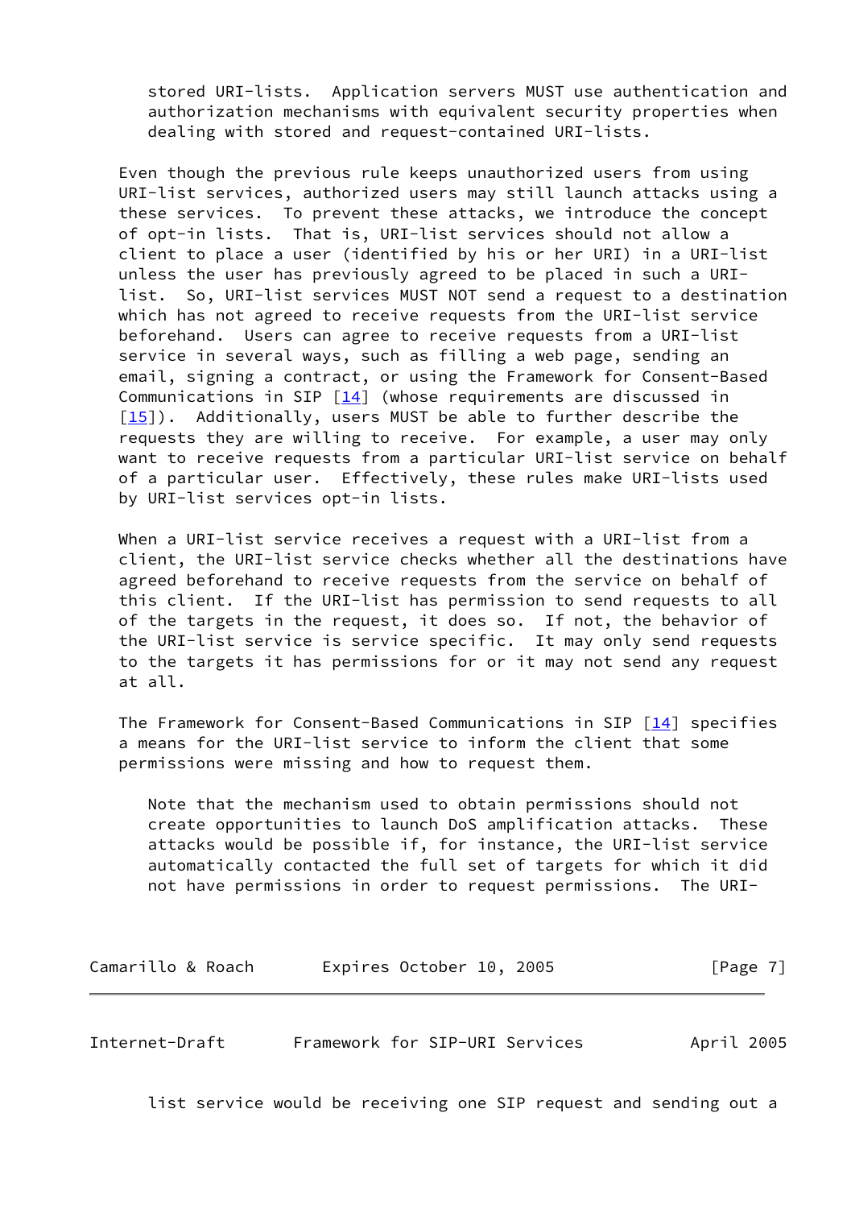stored URI-lists. Application servers MUST use authentication and authorization mechanisms with equivalent security properties when dealing with stored and request-contained URI-lists.

Even though the previous rule keeps unauthorized users from using URI-list services, authorized users may still launch attacks using a these services. To prevent these attacks, we introduce the concept of opt-in lists. That is, URI-list services should not allow a client to place a user (identified by his or her URI) in a URI-list unless the user has previously agreed to be placed in such a URI-list. So, URI-list services MUST NOT send a request to a destination which has not agreed to receive requests from the URI-list service beforehand. Users can agree to receive requests from a URI-list service in several ways, such as filling a web page, sending an email, signing a contract, or using the Framework for Consent-Based Communications in SIP [14] (whose requirements are discussed in [15]). Additionally, users MUST be able to further describe the requests they are willing to receive. For example, a user may only want to receive requests from a particular URI-list service on behalf of a particular user. Effectively, these rules make URI-lists used by URI-list services opt-in lists.

When a URI-list service receives a request with a URI-list from a client, the URI-list service checks whether all the destinations have agreed beforehand to receive requests from the service on behalf of this client. If the URI-list has permission to send requests to all of the targets in the request, it does so. If not, the behavior of the URI-list service is service specific. It may only send requests to the targets it has permissions for or it may not send any request at all.

The Framework for Consent-Based Communications in SIP [14] specifies a means for the URI-list service to inform the client that some permissions were missing and how to request them.

Note that the mechanism used to obtain permissions should not create opportunities to launch DoS amplification attacks. These attacks would be possible if, for instance, the URI-list service automatically contacted the full set of targets for which it did not have permissions in order to request permissions. The URI-list service would be receiving one SIP request and sending out a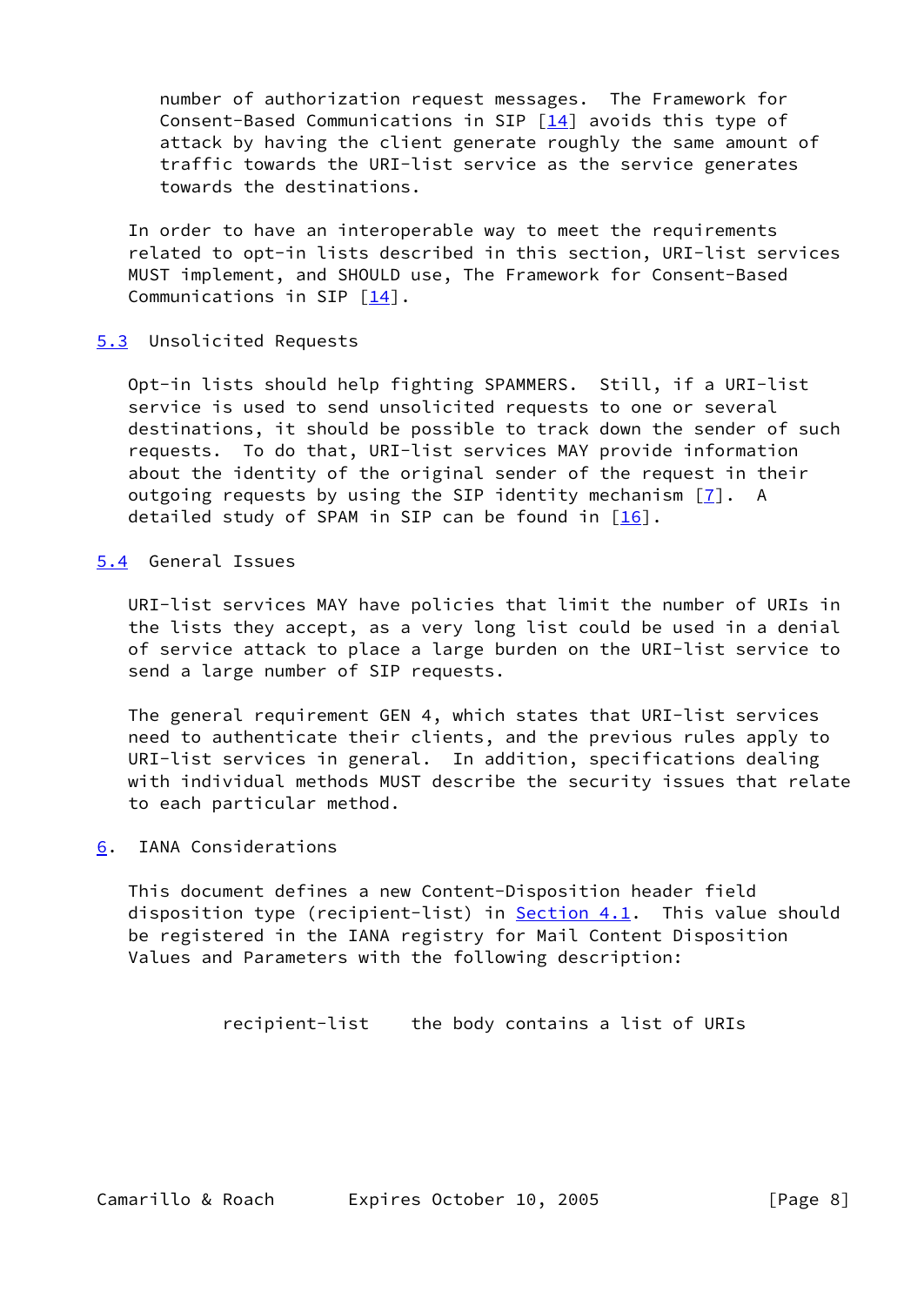number of authorization request messages. The Framework for Consent-Based Communications in SIP [14] avoids this type of attack by having the client generate roughly the same amount of traffic towards the URI-list service as the service generates towards the destinations.

In order to have an interoperable way to meet the requirements related to opt-in lists described in this section, URI-list services MUST implement, and SHOULD use, The Framework for Consent-Based Communications in SIP [14].

### 5.3 Unsolicited Requests

Opt-in lists should help fighting SPAMMERS. Still, if a URI-list service is used to send unsolicited requests to one or several destinations, it should be possible to track down the sender of such requests. To do that, URI-list services MAY provide information about the identity of the original sender of the request in their outgoing requests by using the SIP identity mechanism [7]. A detailed study of SPAM in SIP can be found in [16].

### 5.4 General Issues

URI-list services MAY have policies that limit the number of URIs in the lists they accept, as a very long list could be used in a denial of service attack to place a large burden on the URI-list service to send a large number of SIP requests.

The general requirement GEN 4, which states that URI-list services need to authenticate their clients, and the previous rules apply to URI-list services in general. In addition, specifications dealing with individual methods MUST describe the security issues that relate to each particular method.

## 6. IANA Considerations

This document defines a new Content-Disposition header field disposition type (recipient-list) in Section 4.1. This value should be registered in the IANA registry for Mail Content Disposition Values and Parameters with the following description:

```
recipient-list    the body contains a list of URIs
```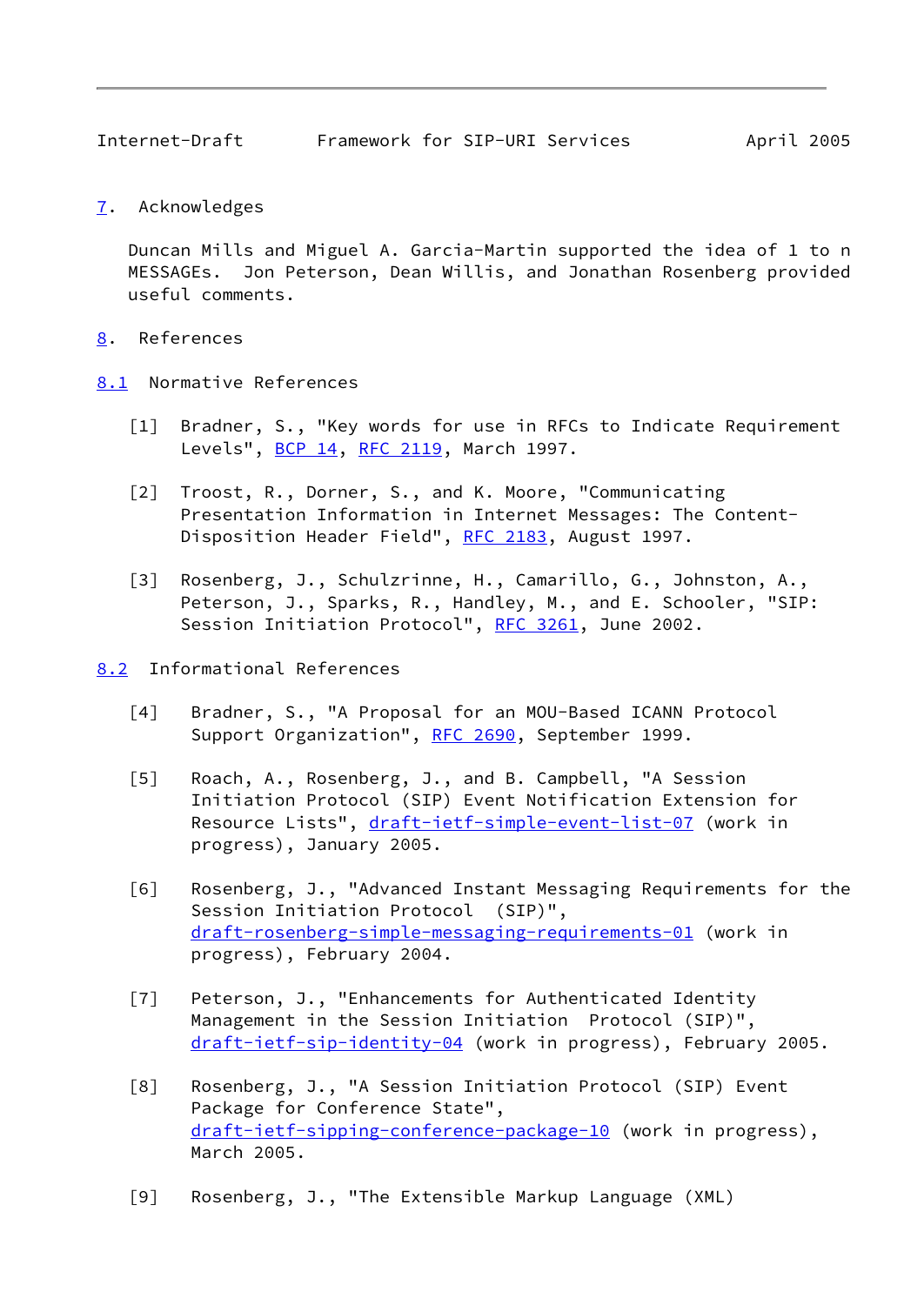## 7. Acknowledges

Duncan Mills and Miguel A. Garcia-Martin supported the idea of 1 to n MESSAGEs. Jon Peterson, Dean Willis, and Jonathan Rosenberg provided useful comments.

## 8. References

### 8.1 Normative References

[1] Bradner, S., "Key words for use in RFCs to Indicate Requirement Levels", BCP 14, RFC 2119, March 1997.

[2] Troost, R., Dorner, S., and K. Moore, "Communicating Presentation Information in Internet Messages: The Content-Disposition Header Field", RFC 2183, August 1997.

[3] Rosenberg, J., Schulzrinne, H., Camarillo, G., Johnston, A., Peterson, J., Sparks, R., Handley, M., and E. Schooler, "SIP: Session Initiation Protocol", RFC 3261, June 2002.

### 8.2 Informational References

[4] Bradner, S., "A Proposal for an MOU-Based ICANN Protocol Support Organization", RFC 2690, September 1999.

[5] Roach, A., Rosenberg, J., and B. Campbell, "A Session Initiation Protocol (SIP) Event Notification Extension for Resource Lists", draft-ietf-simple-event-list-07 (work in progress), January 2005.

[6] Rosenberg, J., "Advanced Instant Messaging Requirements for the Session Initiation Protocol (SIP)", draft-rosenberg-simple-messaging-requirements-01 (work in progress), February 2004.

[7] Peterson, J., "Enhancements for Authenticated Identity Management in the Session Initiation Protocol (SIP)", draft-ietf-sip-identity-04 (work in progress), February 2005.

[8] Rosenberg, J., "A Session Initiation Protocol (SIP) Event Package for Conference State", draft-ietf-sipping-conference-package-10 (work in progress), March 2005.

[9] Rosenberg, J., "The Extensible Markup Language (XML)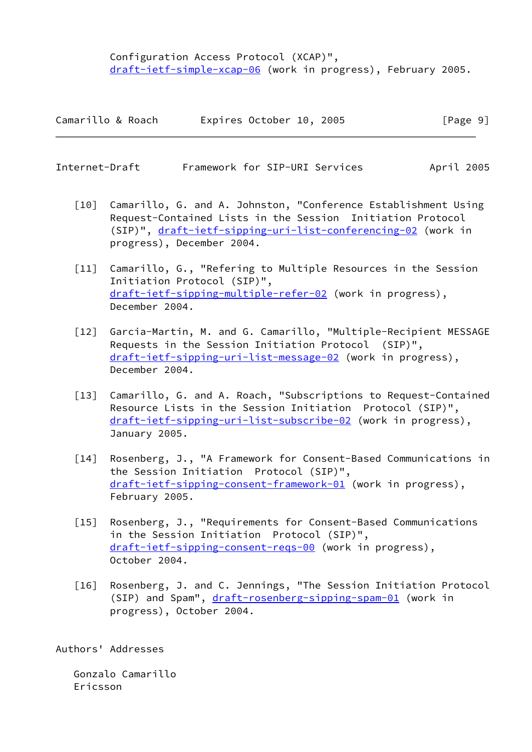Configuration Access Protocol (XCAP)", draft-ietf-simple-xcap-06 (work in progress), February 2005.

[10] Camarillo, G. and A. Johnston, "Conference Establishment Using Request-Contained Lists in the Session Initiation Protocol (SIP)", draft-ietf-sipping-uri-list-conferencing-02 (work in progress), December 2004.

[11] Camarillo, G., "Refering to Multiple Resources in the Session Initiation Protocol (SIP)", draft-ietf-sipping-multiple-refer-02 (work in progress), December 2004.

[12] Garcia-Martin, M. and G. Camarillo, "Multiple-Recipient MESSAGE Requests in the Session Initiation Protocol (SIP)", draft-ietf-sipping-uri-list-message-02 (work in progress), December 2004.

[13] Camarillo, G. and A. Roach, "Subscriptions to Request-Contained Resource Lists in the Session Initiation Protocol (SIP)", draft-ietf-sipping-uri-list-subscribe-02 (work in progress), January 2005.

[14] Rosenberg, J., "A Framework for Consent-Based Communications in the Session Initiation Protocol (SIP)", draft-ietf-sipping-consent-framework-01 (work in progress), February 2005.

[15] Rosenberg, J., "Requirements for Consent-Based Communications in the Session Initiation Protocol (SIP)", draft-ietf-sipping-consent-reqs-00 (work in progress), October 2004.

[16] Rosenberg, J. and C. Jennings, "The Session Initiation Protocol (SIP) and Spam", draft-rosenberg-sipping-spam-01 (work in progress), October 2004.

## Authors' Addresses

Gonzalo Camarillo
Ericsson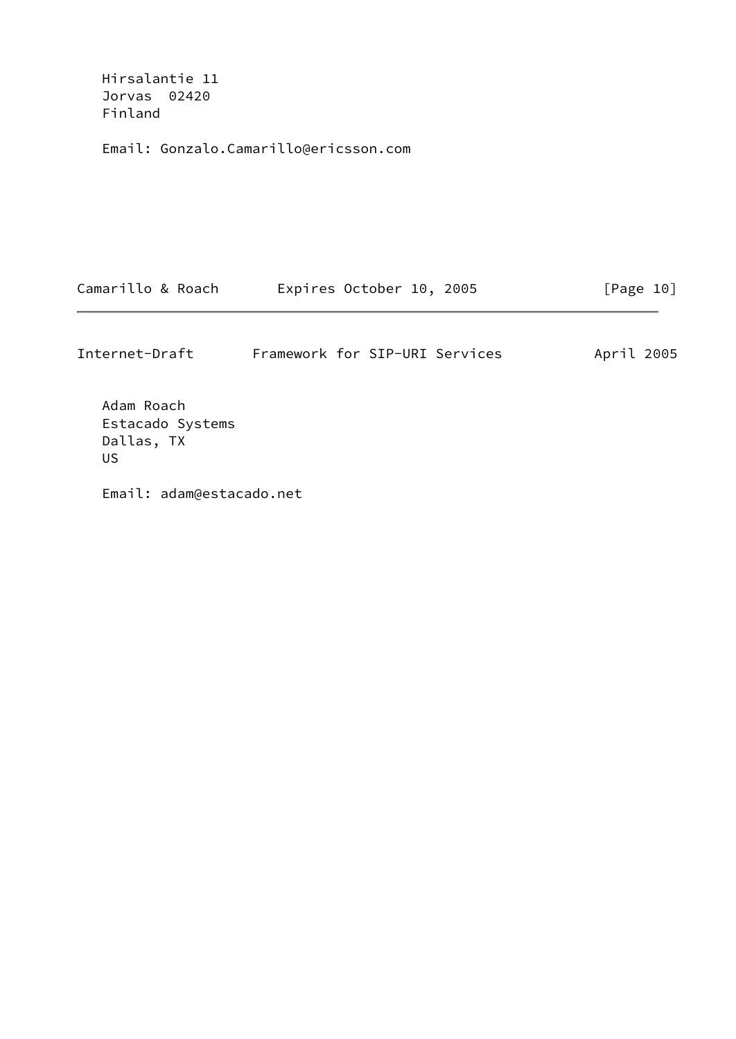Hirsalantie 11
Jorvas  02420
Finland

Email: Gonzalo.Camarillo@ericsson.com

Adam Roach
Estacado Systems
Dallas, TX
US

Email: adam@estacado.net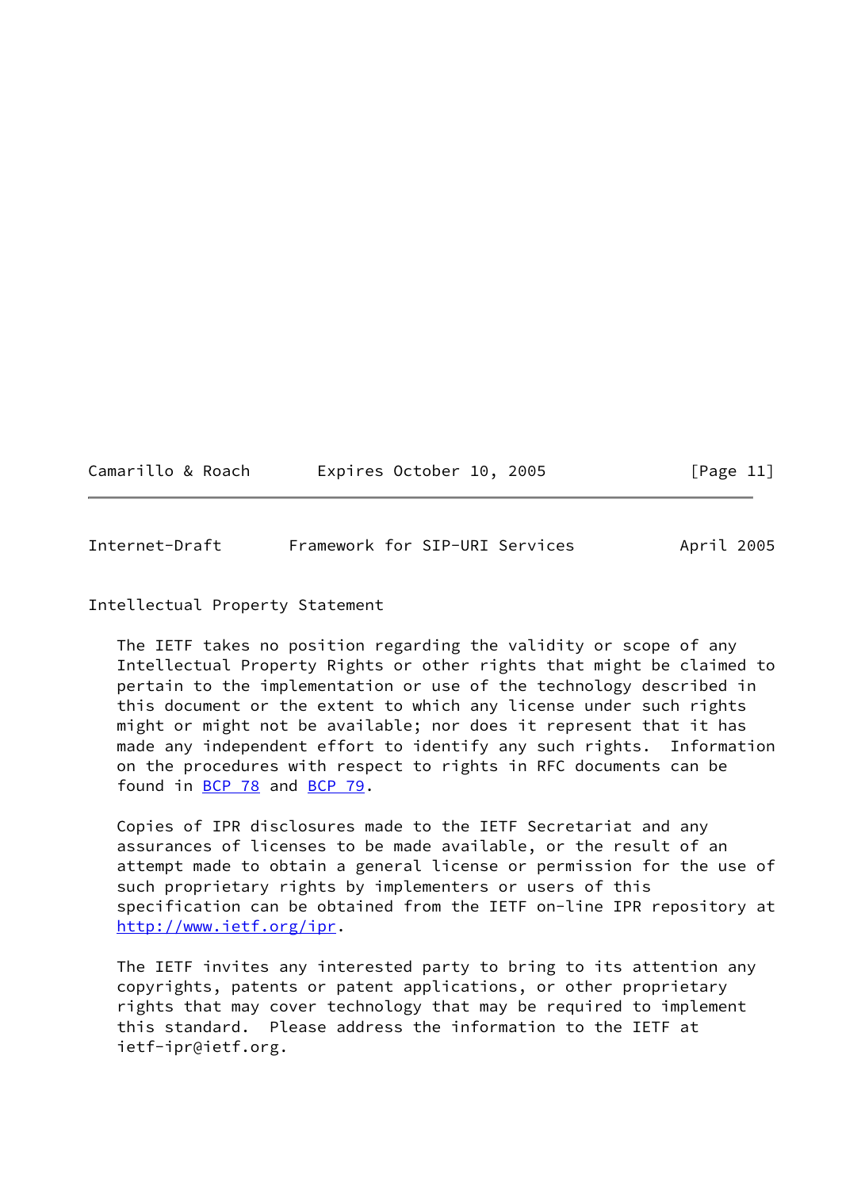## Intellectual Property Statement

The IETF takes no position regarding the validity or scope of any Intellectual Property Rights or other rights that might be claimed to pertain to the implementation or use of the technology described in this document or the extent to which any license under such rights might or might not be available; nor does it represent that it has made any independent effort to identify any such rights. Information on the procedures with respect to rights in RFC documents can be found in BCP 78 and BCP 79.

Copies of IPR disclosures made to the IETF Secretariat and any assurances of licenses to be made available, or the result of an attempt made to obtain a general license or permission for the use of such proprietary rights by implementers or users of this specification can be obtained from the IETF on-line IPR repository at http://www.ietf.org/ipr.

The IETF invites any interested party to bring to its attention any copyrights, patents or patent applications, or other proprietary rights that may cover technology that may be required to implement this standard. Please address the information to the IETF at ietf-ipr@ietf.org.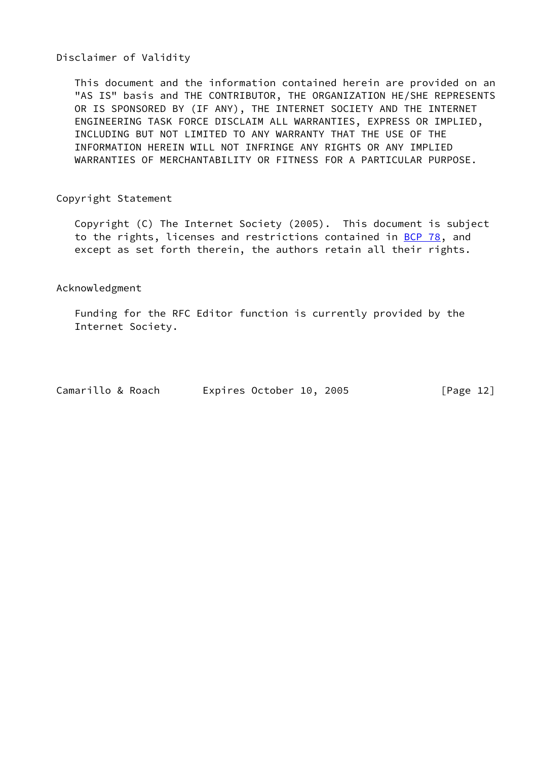## Disclaimer of Validity

This document and the information contained herein are provided on an "AS IS" basis and THE CONTRIBUTOR, THE ORGANIZATION HE/SHE REPRESENTS OR IS SPONSORED BY (IF ANY), THE INTERNET SOCIETY AND THE INTERNET ENGINEERING TASK FORCE DISCLAIM ALL WARRANTIES, EXPRESS OR IMPLIED, INCLUDING BUT NOT LIMITED TO ANY WARRANTY THAT THE USE OF THE INFORMATION HEREIN WILL NOT INFRINGE ANY RIGHTS OR ANY IMPLIED WARRANTIES OF MERCHANTABILITY OR FITNESS FOR A PARTICULAR PURPOSE.

## Copyright Statement

Copyright (C) The Internet Society (2005). This document is subject to the rights, licenses and restrictions contained in BCP 78, and except as set forth therein, the authors retain all their rights.

## Acknowledgment

Funding for the RFC Editor function is currently provided by the Internet Society.